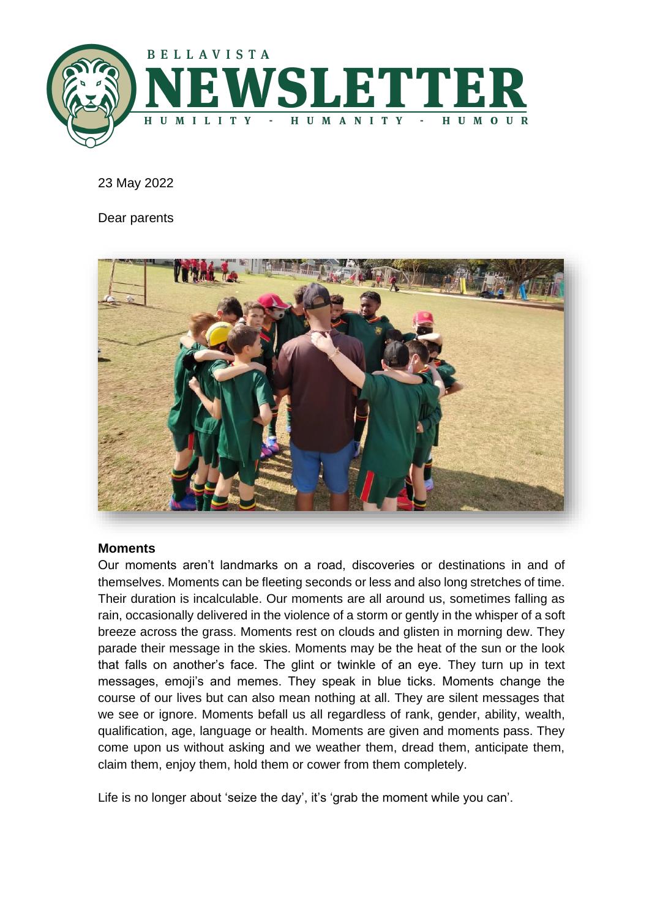# BELLAVISTA NEWSLETTER

HUMILITY - HUMANITY - HUMOUR

23 May 2022

Dear parents

**Moments**

Our moments aren't landmarks on a road, discoveries or destinations in and of themselves. Moments can be fleeting seconds or less and also long stretches of time. Their duration is incalculable. Our moments are all around us, sometimes falling as rain, occasionally delivered in the violence of a storm or gently in the whisper of a soft breeze across the grass. Moments rest on clouds and glisten in morning dew. They parade their message in the skies. Moments may be the heat of the sun or the look that falls on another's face. The glint or twinkle of an eye. They turn up in text messages, emoji's and memes. They speak in blue ticks. Moments change the course of our lives but can also mean nothing at all. They are silent messages that we see or ignore. Moments befall us all regardless of rank, gender, ability, wealth, qualification, age, language or health. Moments are given and moments pass. They come upon us without asking and we weather them, dread them, anticipate them, claim them, enjoy them, hold them or cower from them completely.

Life is no longer about 'seize the day', it's 'grab the moment while you can'.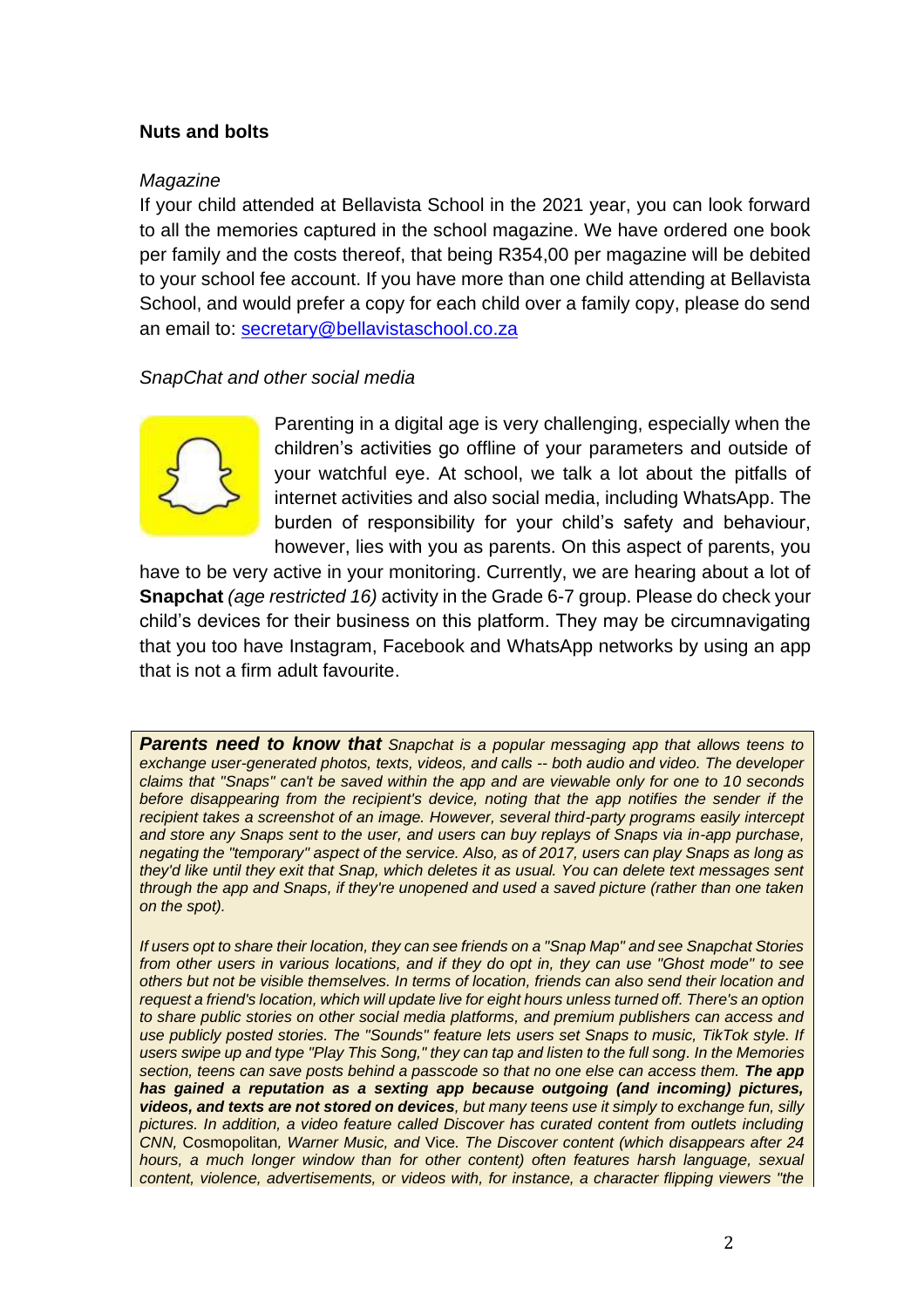**Nuts and bolts**

*Magazine*

If your child attended at Bellavista School in the 2021 year, you can look forward to all the memories captured in the school magazine. We have ordered one book per family and the costs thereof, that being R354,00 per magazine will be debited to your school fee account. If you have more than one child attending at Bellavista School, and would prefer a copy for each child over a family copy, please do send an email to: [secretary@bellavistaschool.co.za](mailto:secretary@bellavistaschool.co.za)

*SnapChat and other social media*

Parenting in a digital age is very challenging, especially when the children's activities go offline of your parameters and outside of your watchful eye. At school, we talk a lot about the pitfalls of internet activities and also social media, including WhatsApp. The burden of responsibility for your child's safety and behaviour, however, lies with you as parents. On this aspect of parents, you have to be very active in your monitoring. Currently, we are hearing about a lot of **Snapchat** *(age restricted 16)* activity in the Grade 6-7 group. Please do check your child's devices for their business on this platform. They may be circumnavigating that you too have Instagram, Facebook and WhatsApp networks by using an app that is not a firm adult favourite.

***Parents need to know that*** *Snapchat is a popular messaging app that allows teens to exchange user-generated photos, texts, videos, and calls -- both audio and video. The developer claims that "Snaps" can't be saved within the app and are viewable only for one to 10 seconds before disappearing from the recipient's device, noting that the app notifies the sender if the recipient takes a screenshot of an image. However, several third-party programs easily intercept and store any Snaps sent to the user, and users can buy replays of Snaps via in-app purchase, negating the "temporary" aspect of the service. Also, as of 2017, users can play Snaps as long as they'd like until they exit that Snap, which deletes it as usual. You can delete text messages sent through the app and Snaps, if they're unopened and used a saved picture (rather than one taken on the spot).*

*If users opt to share their location, they can see friends on a "Snap Map" and see Snapchat Stories from other users in various locations, and if they do opt in, they can use "Ghost mode" to see others but not be visible themselves. In terms of location, friends can also send their location and request a friend's location, which will update live for eight hours unless turned off. There's an option to share public stories on other social media platforms, and premium publishers can access and use publicly posted stories. The "Sounds" feature lets users set Snaps to music, TikTok style. If users swipe up and type "Play This Song," they can tap and listen to the full song. In the Memories section, teens can save posts behind a passcode so that no one else can access them.* ***The app has gained a reputation as a sexting app because outgoing (and incoming) pictures, videos, and texts are not stored on devices****, but many teens use it simply to exchange fun, silly pictures. In addition, a video feature called Discover has curated content from outlets including CNN,* Cosmopolitan*, Warner Music, and* Vice*. The Discover content (which disappears after 24 hours, a much longer window than for other content) often features harsh language, sexual content, violence, advertisements, or videos with, for instance, a character flipping viewers "the*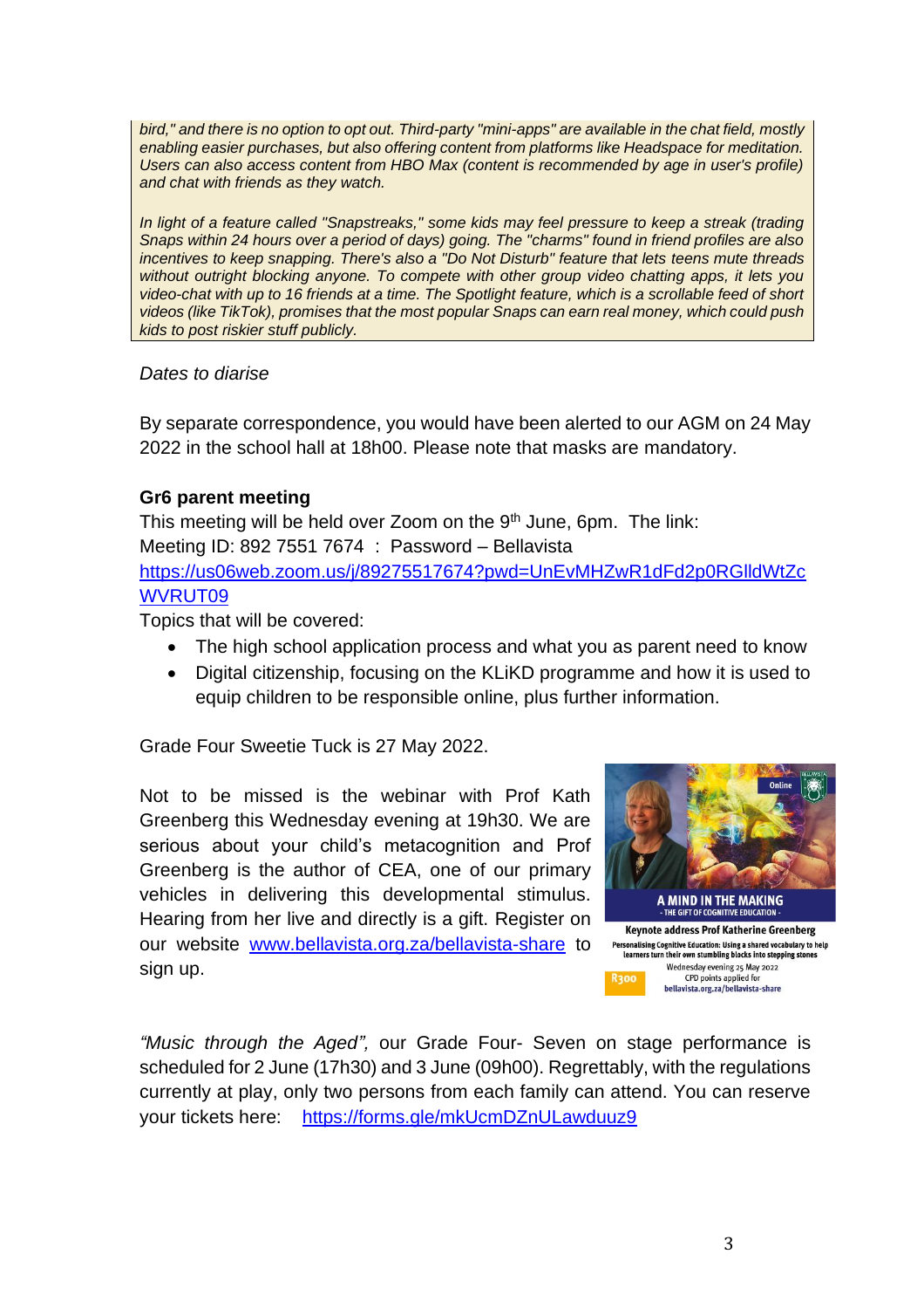*bird," and there is no option to opt out. Third-party "mini-apps" are available in the chat field, mostly enabling easier purchases, but also offering content from platforms like Headspace for meditation. Users can also access content from HBO Max (content is recommended by age in user's profile) and chat with friends as they watch.*

*In light of a feature called "Snapstreaks," some kids may feel pressure to keep a streak (trading Snaps within 24 hours over a period of days) going. The "charms" found in friend profiles are also incentives to keep snapping. There's also a "Do Not Disturb" feature that lets teens mute threads without outright blocking anyone. To compete with other group video chatting apps, it lets you video-chat with up to 16 friends at a time. The Spotlight feature, which is a scrollable feed of short videos (like TikTok), promises that the most popular Snaps can earn real money, which could push kids to post riskier stuff publicly.*

*Dates to diarise*

By separate correspondence, you would have been alerted to our AGM on 24 May 2022 in the school hall at 18h00. Please note that masks are mandatory.

**Gr6 parent meeting**

This meeting will be held over Zoom on the 9th June, 6pm. The link:
Meeting ID: 892 7551 7674 : Password – Bellavista
https://us06web.zoom.us/j/89275517674?pwd=UnEvMHZwR1dFd2p0RGlldWtZcWVRUT09

Topics that will be covered:

- The high school application process and what you as parent need to know
- Digital citizenship, focusing on the KLiKD programme and how it is used to equip children to be responsible online, plus further information.

Grade Four Sweetie Tuck is 27 May 2022.

Not to be missed is the webinar with Prof Kath Greenberg this Wednesday evening at 19h30. We are serious about your child's metacognition and Prof Greenberg is the author of CEA, one of our primary vehicles in delivering this developmental stimulus. Hearing from her live and directly is a gift. Register on our website www.bellavista.org.za/bellavista-share to sign up.

Online

A MIND IN THE MAKING
- THE GIFT OF COGNITIVE EDUCATION -

Keynote address Prof Katherine Greenberg
Personalising Cognitive Education: Using a shared vocabulary to help learners turn their own stumbling blocks into stepping stones
Wednesday evening 25 May 2022
CPD points applied for
R300
bellavista.org.za/bellavista-share

*"Music through the Aged",* our Grade Four- Seven on stage performance is scheduled for 2 June (17h30) and 3 June (09h00). Regrettably, with the regulations currently at play, only two persons from each family can attend. You can reserve your tickets here: https://forms.gle/mkUcmDZnULawduuz9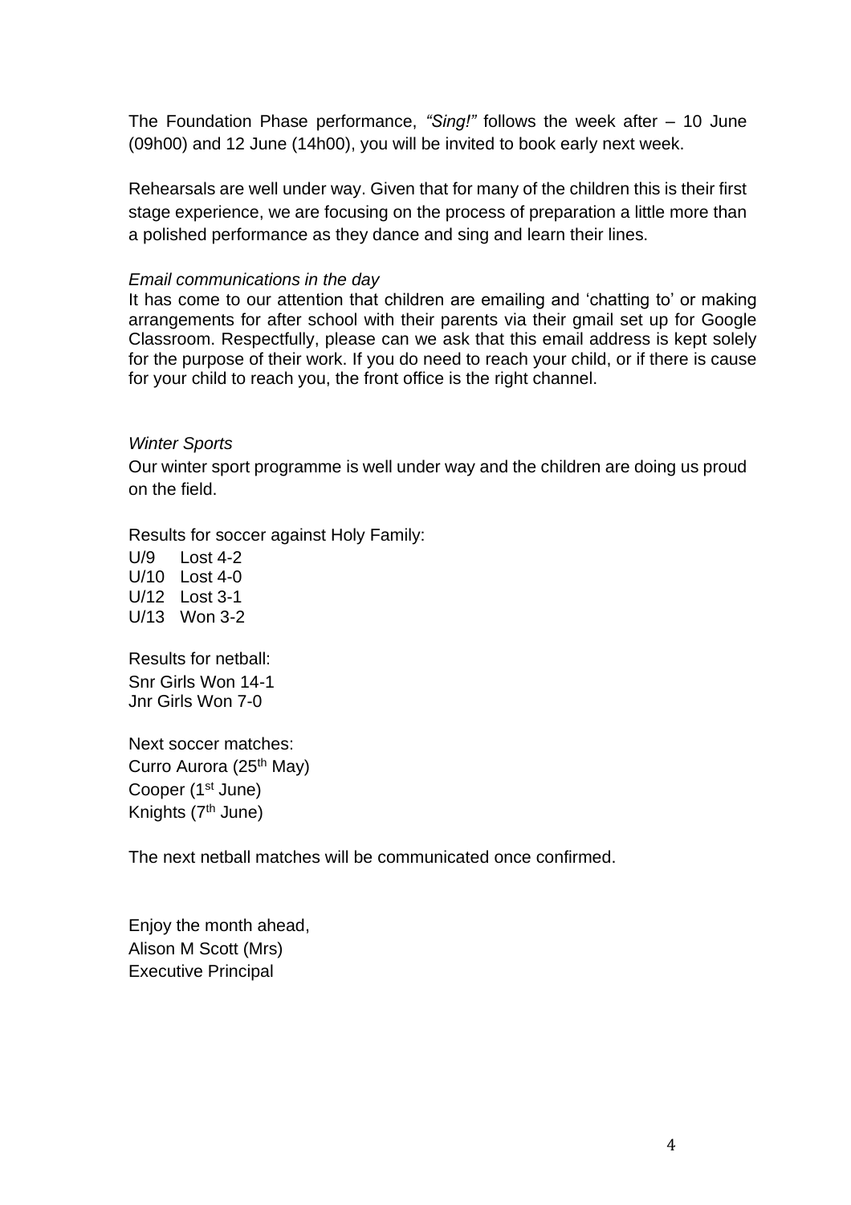The Foundation Phase performance, *"Sing!"* follows the week after – 10 June (09h00) and 12 June (14h00), you will be invited to book early next week.

Rehearsals are well under way. Given that for many of the children this is their first stage experience, we are focusing on the process of preparation a little more than a polished performance as they dance and sing and learn their lines.

*Email communications in the day*

It has come to our attention that children are emailing and 'chatting to' or making arrangements for after school with their parents via their gmail set up for Google Classroom. Respectfully, please can we ask that this email address is kept solely for the purpose of their work. If you do need to reach your child, or if there is cause for your child to reach you, the front office is the right channel.

*Winter Sports*

Our winter sport programme is well under way and the children are doing us proud on the field.

Results for soccer against Holy Family:

U/9 Lost 4-2
U/10 Lost 4-0
U/12 Lost 3-1
U/13 Won 3-2

Results for netball:

Snr Girls Won 14-1
Jnr Girls Won 7-0

Next soccer matches:

Curro Aurora (25th May)
Cooper (1st June)
Knights (7th June)

The next netball matches will be communicated once confirmed.

Enjoy the month ahead,
Alison M Scott (Mrs)
Executive Principal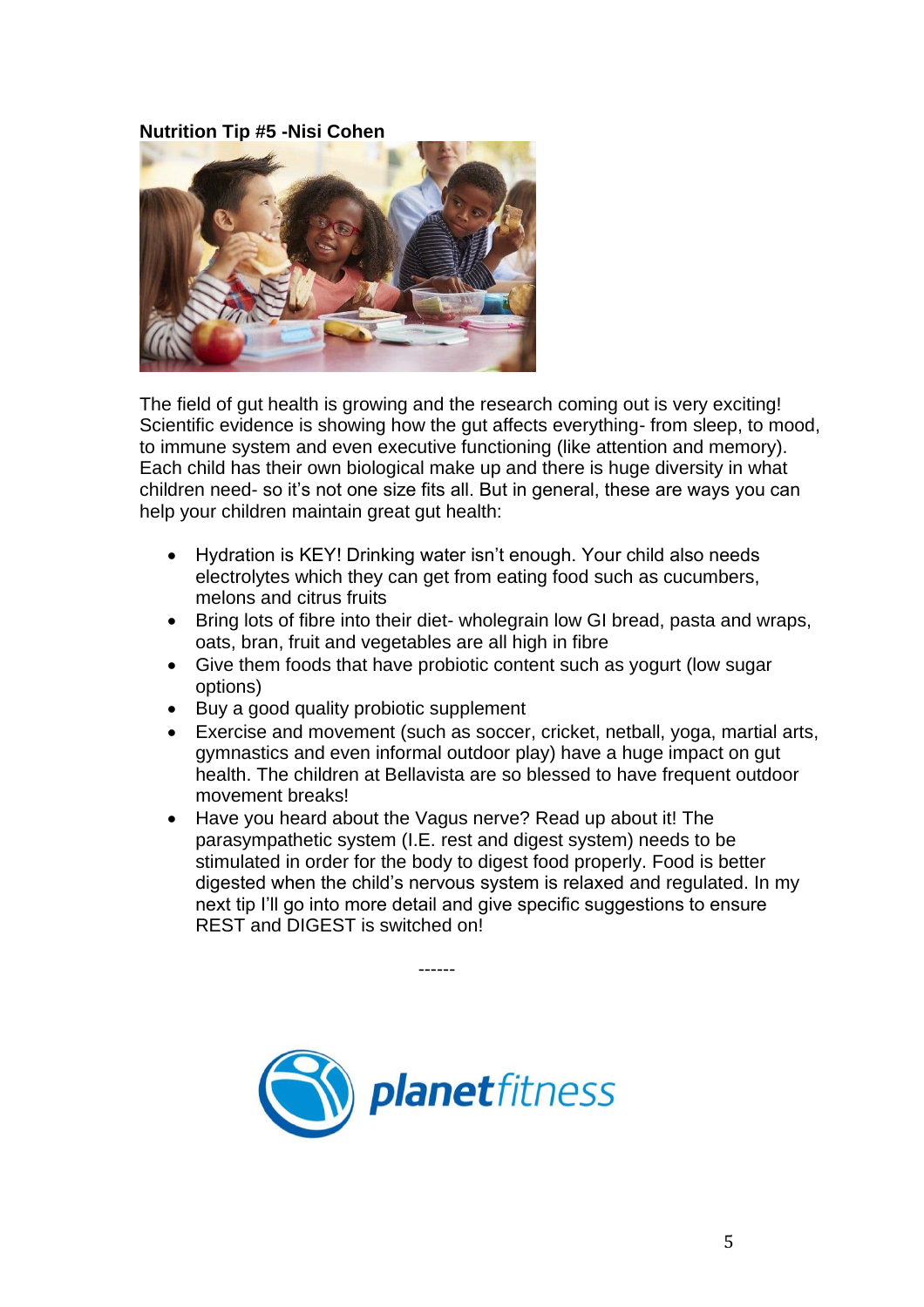**Nutrition Tip #5 -Nisi Cohen**

The field of gut health is growing and the research coming out is very exciting! Scientific evidence is showing how the gut affects everything- from sleep, to mood, to immune system and even executive functioning (like attention and memory). Each child has their own biological make up and there is huge diversity in what children need- so it's not one size fits all. But in general, these are ways you can help your children maintain great gut health:

- Hydration is KEY! Drinking water isn't enough. Your child also needs electrolytes which they can get from eating food such as cucumbers, melons and citrus fruits
- Bring lots of fibre into their diet- wholegrain low GI bread, pasta and wraps, oats, bran, fruit and vegetables are all high in fibre
- Give them foods that have probiotic content such as yogurt (low sugar options)
- Buy a good quality probiotic supplement
- Exercise and movement (such as soccer, cricket, netball, yoga, martial arts, gymnastics and even informal outdoor play) have a huge impact on gut health. The children at Bellavista are so blessed to have frequent outdoor movement breaks!
- Have you heard about the Vagus nerve? Read up about it! The parasympathetic system (I.E. rest and digest system) needs to be stimulated in order for the body to digest food properly. Food is better digested when the child's nervous system is relaxed and regulated. In my next tip I'll go into more detail and give specific suggestions to ensure REST and DIGEST is switched on!

------

planetfitness